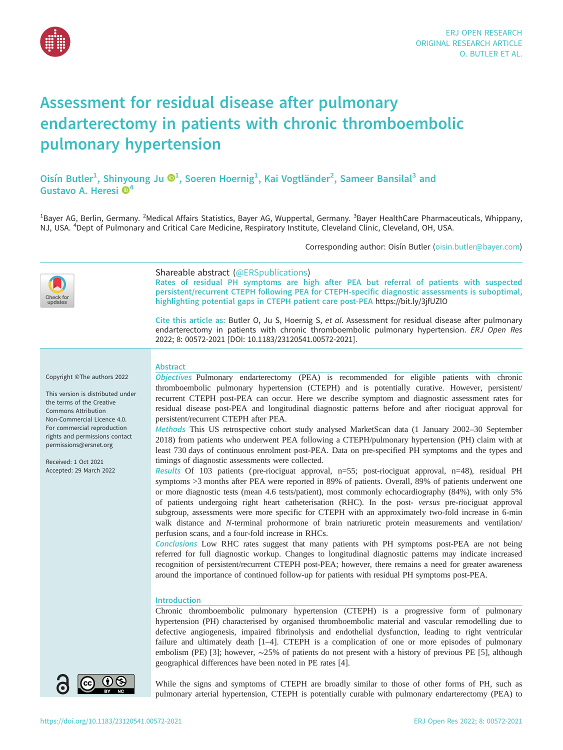# Assessment for residual disease after pulmonary endarterectomy in patients with chronic thromboembolic pulmonary hypertension

Oisín Butler[1], Shinyoung Ju[1], Soeren Hoernig[1], Kai Vogtländer[2], Sameer Bansilal[3] and Gustavo A. Heresi[4]

[1]Bayer AG, Berlin, Germany. [2]Medical Affairs Statistics, Bayer AG, Wuppertal, Germany. [3]Bayer HealthCare Pharmaceuticals, Whippany, NJ, USA. [4]Dept of Pulmonary and Critical Care Medicine, Respiratory Institute, Cleveland Clinic, Cleveland, OH, USA.

Corresponding author: Oisín Butler (oisin.butler@bayer.com)

Shareable abstract (@ERSpublications)
**Rates of residual PH symptoms are high after PEA but referral of patients with suspected persistent/recurrent CTEPH following PEA for CTEPH-specific diagnostic assessments is suboptimal, highlighting potential gaps in CTEPH patient care post-PEA** https://bit.ly/3jfUZlO

**Cite this article as:** Butler O, Ju S, Hoernig S, *et al.* Assessment for residual disease after pulmonary endarterectomy in patients with chronic thromboembolic pulmonary hypertension. *ERJ Open Res* 2022; 8: 00572-2021 [DOI: 10.1183/23120541.00572-2021].

Copyright ©The authors 2022

This version is distributed under the terms of the Creative Commons Attribution Non-Commercial Licence 4.0. For commercial reproduction rights and permissions contact permissions@ersnet.org

Received: 1 Oct 2021
Accepted: 29 March 2022

## Abstract

***Objectives*** Pulmonary endarterectomy (PEA) is recommended for eligible patients with chronic thromboembolic pulmonary hypertension (CTEPH) and is potentially curative. However, persistent/recurrent CTEPH post-PEA can occur. Here we describe symptom and diagnostic assessment rates for residual disease post-PEA and longitudinal diagnostic patterns before and after riociguat approval for persistent/recurrent CTEPH after PEA.

***Methods*** This US retrospective cohort study analysed MarketScan data (1 January 2002–30 September 2018) from patients who underwent PEA following a CTEPH/pulmonary hypertension (PH) claim with at least 730 days of continuous enrolment post-PEA. Data on pre-specified PH symptoms and the types and timings of diagnostic assessments were collected.

***Results*** Of 103 patients (pre-riociguat approval, n=55; post-riociguat approval, n=48), residual PH symptoms >3 months after PEA were reported in 89% of patients. Overall, 89% of patients underwent one or more diagnostic tests (mean 4.6 tests/patient), most commonly echocardiography (84%), with only 5% of patients undergoing right heart catheterisation (RHC). In the post- *versus* pre-riociguat approval subgroup, assessments were more specific for CTEPH with an approximately two-fold increase in 6-min walk distance and *N*-terminal prohormone of brain natriuretic protein measurements and ventilation/perfusion scans, and a four-fold increase in RHCs.

***Conclusions*** Low RHC rates suggest that many patients with PH symptoms post-PEA are not being referred for full diagnostic workup. Changes to longitudinal diagnostic patterns may indicate increased recognition of persistent/recurrent CTEPH post-PEA; however, there remains a need for greater awareness around the importance of continued follow-up for patients with residual PH symptoms post-PEA.

## Introduction

Chronic thromboembolic pulmonary hypertension (CTEPH) is a progressive form of pulmonary hypertension (PH) characterised by organised thromboembolic material and vascular remodelling due to defective angiogenesis, impaired fibrinolysis and endothelial dysfunction, leading to right ventricular failure and ultimately death [1–4]. CTEPH is a complication of one or more episodes of pulmonary embolism (PE) [3]; however, ∼25% of patients do not present with a history of previous PE [5], although geographical differences have been noted in PE rates [4].

While the signs and symptoms of CTEPH are broadly similar to those of other forms of PH, such as pulmonary arterial hypertension, CTEPH is potentially curable with pulmonary endarterectomy (PEA) to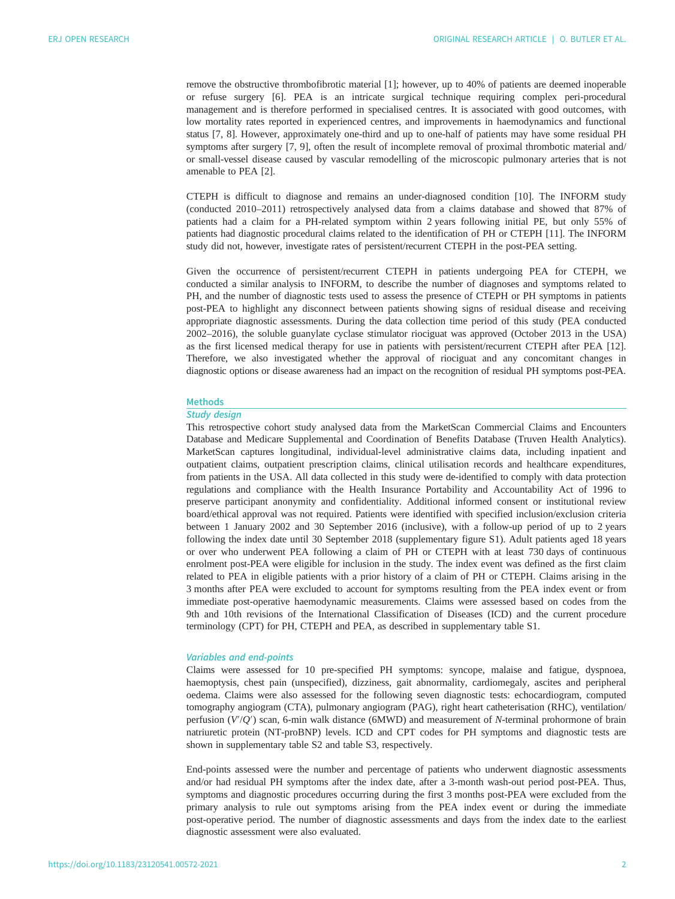remove the obstructive thrombofibrotic material [1]; however, up to 40% of patients are deemed inoperable or refuse surgery [6]. PEA is an intricate surgical technique requiring complex peri-procedural management and is therefore performed in specialised centres. It is associated with good outcomes, with low mortality rates reported in experienced centres, and improvements in haemodynamics and functional status [7, 8]. However, approximately one-third and up to one-half of patients may have some residual PH symptoms after surgery [7, 9], often the result of incomplete removal of proximal thrombotic material and/or small-vessel disease caused by vascular remodelling of the microscopic pulmonary arteries that is not amenable to PEA [2].

CTEPH is difficult to diagnose and remains an under-diagnosed condition [10]. The INFORM study (conducted 2010–2011) retrospectively analysed data from a claims database and showed that 87% of patients had a claim for a PH-related symptom within 2 years following initial PE, but only 55% of patients had diagnostic procedural claims related to the identification of PH or CTEPH [11]. The INFORM study did not, however, investigate rates of persistent/recurrent CTEPH in the post-PEA setting.

Given the occurrence of persistent/recurrent CTEPH in patients undergoing PEA for CTEPH, we conducted a similar analysis to INFORM, to describe the number of diagnoses and symptoms related to PH, and the number of diagnostic tests used to assess the presence of CTEPH or PH symptoms in patients post-PEA to highlight any disconnect between patients showing signs of residual disease and receiving appropriate diagnostic assessments. During the data collection time period of this study (PEA conducted 2002–2016), the soluble guanylate cyclase stimulator riociguat was approved (October 2013 in the USA) as the first licensed medical therapy for use in patients with persistent/recurrent CTEPH after PEA [12]. Therefore, we also investigated whether the approval of riociguat and any concomitant changes in diagnostic options or disease awareness had an impact on the recognition of residual PH symptoms post-PEA.

## Methods

### Study design

This retrospective cohort study analysed data from the MarketScan Commercial Claims and Encounters Database and Medicare Supplemental and Coordination of Benefits Database (Truven Health Analytics). MarketScan captures longitudinal, individual-level administrative claims data, including inpatient and outpatient claims, outpatient prescription claims, clinical utilisation records and healthcare expenditures, from patients in the USA. All data collected in this study were de-identified to comply with data protection regulations and compliance with the Health Insurance Portability and Accountability Act of 1996 to preserve participant anonymity and confidentiality. Additional informed consent or institutional review board/ethical approval was not required. Patients were identified with specified inclusion/exclusion criteria between 1 January 2002 and 30 September 2016 (inclusive), with a follow-up period of up to 2 years following the index date until 30 September 2018 (supplementary figure S1). Adult patients aged 18 years or over who underwent PEA following a claim of PH or CTEPH with at least 730 days of continuous enrolment post-PEA were eligible for inclusion in the study. The index event was defined as the first claim related to PEA in eligible patients with a prior history of a claim of PH or CTEPH. Claims arising in the 3 months after PEA were excluded to account for symptoms resulting from the PEA index event or from immediate post-operative haemodynamic measurements. Claims were assessed based on codes from the 9th and 10th revisions of the International Classification of Diseases (ICD) and the current procedure terminology (CPT) for PH, CTEPH and PEA, as described in supplementary table S1.

### Variables and end-points

Claims were assessed for 10 pre-specified PH symptoms: syncope, malaise and fatigue, dyspnoea, haemoptysis, chest pain (unspecified), dizziness, gait abnormality, cardiomegaly, ascites and peripheral oedema. Claims were also assessed for the following seven diagnostic tests: echocardiogram, computed tomography angiogram (CTA), pulmonary angiogram (PAG), right heart catheterisation (RHC), ventilation/perfusion ($V'/Q'$) scan, 6-min walk distance (6MWD) and measurement of *N*-terminal prohormone of brain natriuretic protein (NT-proBNP) levels. ICD and CPT codes for PH symptoms and diagnostic tests are shown in supplementary table S2 and table S3, respectively.

End-points assessed were the number and percentage of patients who underwent diagnostic assessments and/or had residual PH symptoms after the index date, after a 3-month wash-out period post-PEA. Thus, symptoms and diagnostic procedures occurring during the first 3 months post-PEA were excluded from the primary analysis to rule out symptoms arising from the PEA index event or during the immediate post-operative period. The number of diagnostic assessments and days from the index date to the earliest diagnostic assessment were also evaluated.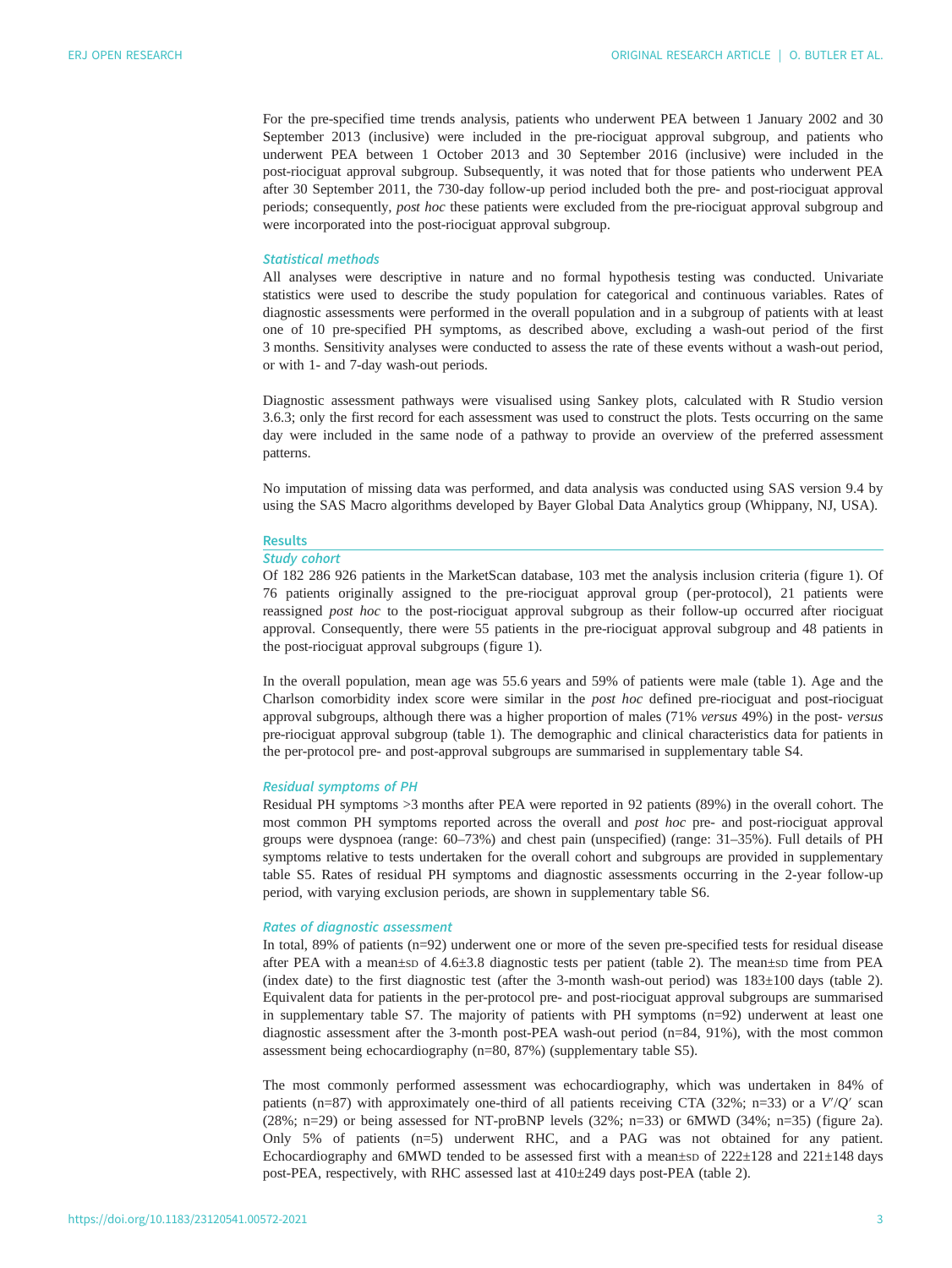For the pre-specified time trends analysis, patients who underwent PEA between 1 January 2002 and 30 September 2013 (inclusive) were included in the pre-riociguat approval subgroup, and patients who underwent PEA between 1 October 2013 and 30 September 2016 (inclusive) were included in the post-riociguat approval subgroup. Subsequently, it was noted that for those patients who underwent PEA after 30 September 2011, the 730-day follow-up period included both the pre- and post-riociguat approval periods; consequently, *post hoc* these patients were excluded from the pre-riociguat approval subgroup and were incorporated into the post-riociguat approval subgroup.

### Statistical methods

All analyses were descriptive in nature and no formal hypothesis testing was conducted. Univariate statistics were used to describe the study population for categorical and continuous variables. Rates of diagnostic assessments were performed in the overall population and in a subgroup of patients with at least one of 10 pre-specified PH symptoms, as described above, excluding a wash-out period of the first 3 months. Sensitivity analyses were conducted to assess the rate of these events without a wash-out period, or with 1- and 7-day wash-out periods.

Diagnostic assessment pathways were visualised using Sankey plots, calculated with R Studio version 3.6.3; only the first record for each assessment was used to construct the plots. Tests occurring on the same day were included in the same node of a pathway to provide an overview of the preferred assessment patterns.

No imputation of missing data was performed, and data analysis was conducted using SAS version 9.4 by using the SAS Macro algorithms developed by Bayer Global Data Analytics group (Whippany, NJ, USA).

## Results

### Study cohort

Of 182 286 926 patients in the MarketScan database, 103 met the analysis inclusion criteria (figure 1). Of 76 patients originally assigned to the pre-riociguat approval group (per-protocol), 21 patients were reassigned *post hoc* to the post-riociguat approval subgroup as their follow-up occurred after riociguat approval. Consequently, there were 55 patients in the pre-riociguat approval subgroup and 48 patients in the post-riociguat approval subgroups (figure 1).

In the overall population, mean age was 55.6 years and 59% of patients were male (table 1). Age and the Charlson comorbidity index score were similar in the *post hoc* defined pre-riociguat and post-riociguat approval subgroups, although there was a higher proportion of males (71% *versus* 49%) in the post- *versus* pre-riociguat approval subgroup (table 1). The demographic and clinical characteristics data for patients in the per-protocol pre- and post-approval subgroups are summarised in supplementary table S4.

### Residual symptoms of PH

Residual PH symptoms >3 months after PEA were reported in 92 patients (89%) in the overall cohort. The most common PH symptoms reported across the overall and *post hoc* pre- and post-riociguat approval groups were dyspnoea (range: 60–73%) and chest pain (unspecified) (range: 31–35%). Full details of PH symptoms relative to tests undertaken for the overall cohort and subgroups are provided in supplementary table S5. Rates of residual PH symptoms and diagnostic assessments occurring in the 2-year follow-up period, with varying exclusion periods, are shown in supplementary table S6.

### Rates of diagnostic assessment

In total, 89% of patients (n=92) underwent one or more of the seven pre-specified tests for residual disease after PEA with a mean±SD of 4.6±3.8 diagnostic tests per patient (table 2). The mean±SD time from PEA (index date) to the first diagnostic test (after the 3-month wash-out period) was 183±100 days (table 2). Equivalent data for patients in the per-protocol pre- and post-riociguat approval subgroups are summarised in supplementary table S7. The majority of patients with PH symptoms (n=92) underwent at least one diagnostic assessment after the 3-month post-PEA wash-out period (n=84, 91%), with the most common assessment being echocardiography (n=80, 87%) (supplementary table S5).

The most commonly performed assessment was echocardiography, which was undertaken in 84% of patients (n=87) with approximately one-third of all patients receiving CTA (32%; n=33) or a $V'/Q'$ scan (28%; n=29) or being assessed for NT-proBNP levels (32%; n=33) or 6MWD (34%; n=35) (figure 2a). Only 5% of patients (n=5) underwent RHC, and a PAG was not obtained for any patient. Echocardiography and 6MWD tended to be assessed first with a mean±SD of 222±128 and 221±148 days post-PEA, respectively, with RHC assessed last at 410±249 days post-PEA (table 2).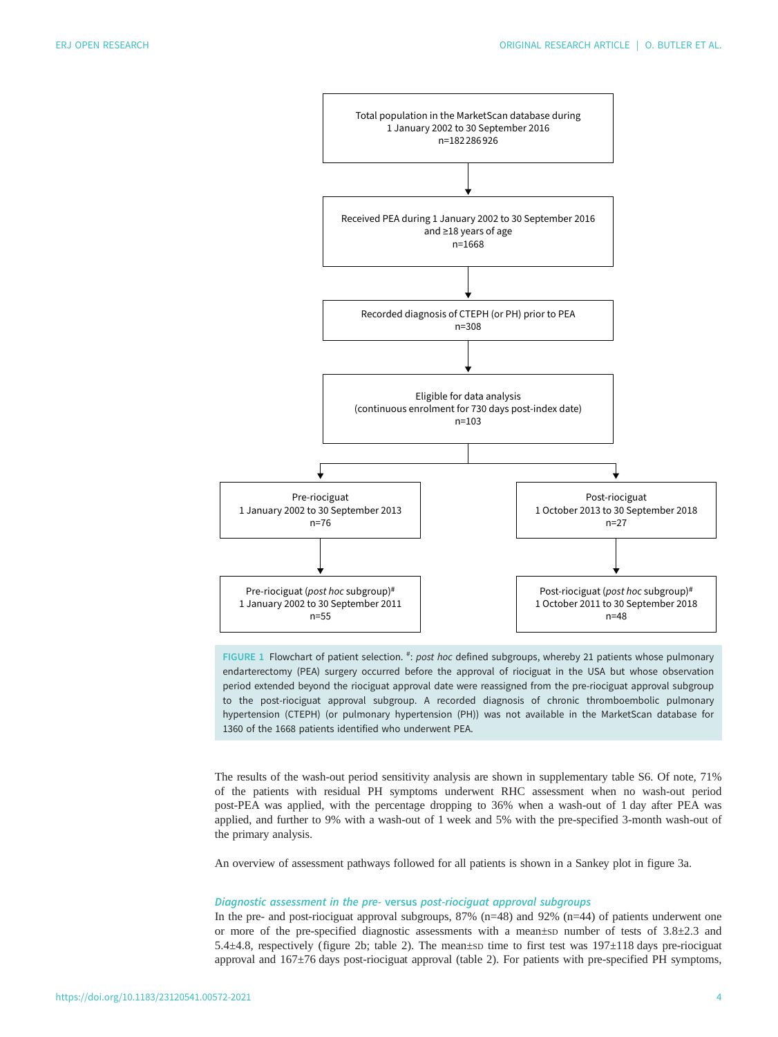Total population in the MarketScan database during 1 January 2002 to 30 September 2016
n=182286926

↓

Received PEA during 1 January 2002 to 30 September 2016 and ≥18 years of age
n=1668

↓

Recorded diagnosis of CTEPH (or PH) prior to PEA
n=308

↓

Eligible for data analysis (continuous enrolment for 730 days post-index date)
n=103

↓

| Pre-riociguat 1 January 2002 to 30 September 2013 n=76 | Post-riociguat 1 October 2013 to 30 September 2018 n=27 |
| --- | --- |
| Pre-riociguat (*post hoc* subgroup)[#] 1 January 2002 to 30 September 2011 n=55 | Post-riociguat (*post hoc* subgroup)[#] 1 October 2011 to 30 September 2018 n=48 |

FIGURE 1 Flowchart of patient selection. [#]: *post hoc* defined subgroups, whereby 21 patients whose pulmonary endarterectomy (PEA) surgery occurred before the approval of riociguat in the USA but whose observation period extended beyond the riociguat approval date were reassigned from the pre-riociguat approval subgroup to the post-riociguat approval subgroup. A recorded diagnosis of chronic thromboembolic pulmonary hypertension (CTEPH) (or pulmonary hypertension (PH)) was not available in the MarketScan database for 1360 of the 1668 patients identified who underwent PEA.

The results of the wash-out period sensitivity analysis are shown in supplementary table S6. Of note, 71% of the patients with residual PH symptoms underwent RHC assessment when no wash-out period post-PEA was applied, with the percentage dropping to 36% when a wash-out of 1 day after PEA was applied, and further to 9% with a wash-out of 1 week and 5% with the pre-specified 3-month wash-out of the primary analysis.

An overview of assessment pathways followed for all patients is shown in a Sankey plot in figure 3a.

### *Diagnostic assessment in the pre-* versus *post-riociguat approval subgroups*

In the pre- and post-riociguat approval subgroups, 87% (n=48) and 92% (n=44) of patients underwent one or more of the pre-specified diagnostic assessments with a mean±SD number of tests of 3.8±2.3 and 5.4±4.8, respectively (figure 2b; table 2). The mean±SD time to first test was 197±118 days pre-riociguat approval and 167±76 days post-riociguat approval (table 2). For patients with pre-specified PH symptoms,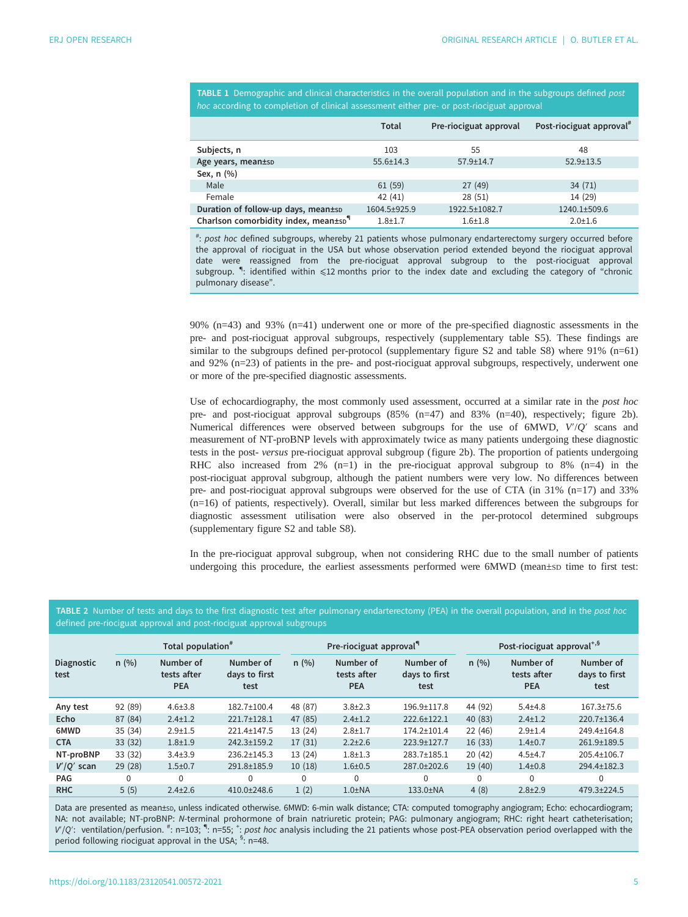**TABLE 1** Demographic and clinical characteristics in the overall population and in the subgroups defined *post hoc* according to completion of clinical assessment either pre- or post-riociguat approval

| | Total | Pre-riociguat approval | Post-riociguat approval# |
|---|---|---|---|
| **Subjects, n** | 103 | 55 | 48 |
| **Age years, mean±SD** | 55.6±14.3 | 57.9±14.7 | 52.9±13.5 |
| **Sex, n (%)** | | | |
| Male | 61 (59) | 27 (49) | 34 (71) |
| Female | 42 (41) | 28 (51) | 14 (29) |
| **Duration of follow-up days, mean±SD** | 1604.5±925.9 | 1922.5±1082.7 | 1240.1±509.6 |
| **Charlson comorbidity index, mean±SD¶** | 1.8±1.7 | 1.6±1.8 | 2.0±1.6 |

#: *post hoc* defined subgroups, whereby 21 patients whose pulmonary endarterectomy surgery occurred before the approval of riociguat in the USA but whose observation period extended beyond the riociguat approval date were reassigned from the pre-riociguat approval subgroup to the post-riociguat approval subgroup. ¶: identified within ≤12 months prior to the index date and excluding the category of "chronic pulmonary disease".

90% (n=43) and 93% (n=41) underwent one or more of the pre-specified diagnostic assessments in the pre- and post-riociguat approval subgroups, respectively (supplementary table S5). These findings are similar to the subgroups defined per-protocol (supplementary figure S2 and table S8) where 91% (n=61) and 92% (n=23) of patients in the pre- and post-riociguat approval subgroups, respectively, underwent one or more of the pre-specified diagnostic assessments.

Use of echocardiography, the most commonly used assessment, occurred at a similar rate in the *post hoc* pre- and post-riociguat approval subgroups (85% (n=47) and 83% (n=40), respectively; figure 2b). Numerical differences were observed between subgroups for the use of 6MWD, $V'/Q'$ scans and measurement of NT-proBNP levels with approximately twice as many patients undergoing these diagnostic tests in the post- *versus* pre-riociguat approval subgroup (figure 2b). The proportion of patients undergoing RHC also increased from 2% (n=1) in the pre-riociguat approval subgroup to 8% (n=4) in the post-riociguat approval subgroup, although the patient numbers were very low. No differences between pre- and post-riociguat approval subgroups were observed for the use of CTA (in 31% (n=17) and 33% (n=16) of patients, respectively). Overall, similar but less marked differences between the subgroups for diagnostic assessment utilisation were also observed in the per-protocol determined subgroups (supplementary figure S2 and table S8).

In the pre-riociguat approval subgroup, when not considering RHC due to the small number of patients undergoing this procedure, the earliest assessments performed were 6MWD (mean±SD time to first test:

**TABLE 2** Number of tests and days to the first diagnostic test after pulmonary endarterectomy (PEA) in the overall population, and in the *post hoc* defined pre-riociguat approval and post-riociguat approval subgroups

| Diagnostic test | Total population# | | | Pre-riociguat approval¶ | | | Post-riociguat approval+,§ | | |
|---|---|---|---|---|---|---|---|---|---|
| | n (%) | Number of tests after PEA | Number of days to first test | n (%) | Number of tests after PEA | Number of days to first test | n (%) | Number of tests after PEA | Number of days to first test |
| **Any test** | 92 (89) | 4.6±3.8 | 182.7±100.4 | 48 (87) | 3.8±2.3 | 196.9±117.8 | 44 (92) | 5.4±4.8 | 167.3±75.6 |
| **Echo** | 87 (84) | 2.4±1.2 | 221.7±128.1 | 47 (85) | 2.4±1.2 | 222.6±122.1 | 40 (83) | 2.4±1.2 | 220.7±136.4 |
| **6MWD** | 35 (34) | 2.9±1.5 | 221.4±147.5 | 13 (24) | 2.8±1.7 | 174.2±101.4 | 22 (46) | 2.9±1.4 | 249.4±164.8 |
| **CTA** | 33 (32) | 1.8±1.9 | 242.3±159.2 | 17 (31) | 2.2±2.6 | 223.9±127.7 | 16 (33) | 1.4±0.7 | 261.9±189.5 |
| **NT-proBNP** | 33 (32) | 3.4±3.9 | 236.2±145.3 | 13 (24) | 1.8±1.3 | 283.7±185.1 | 20 (42) | 4.5±4.7 | 205.4±106.7 |
| **$V'/Q'$ scan** | 29 (28) | 1.5±0.7 | 291.8±185.9 | 10 (18) | 1.6±0.5 | 287.0±202.6 | 19 (40) | 1.4±0.8 | 294.4±182.3 |
| **PAG** | 0 | 0 | 0 | 0 | 0 | 0 | 0 | 0 | 0 |
| **RHC** | 5 (5) | 2.4±2.6 | 410.0±248.6 | 1 (2) | 1.0±NA | 133.0±NA | 4 (8) | 2.8±2.9 | 479.3±224.5 |

Data are presented as mean±SD, unless indicated otherwise. 6MWD: 6-min walk distance; CTA: computed tomography angiogram; Echo: echocardiogram; NA: not available; NT-proBNP: *N*-terminal prohormone of brain natriuretic protein; PAG: pulmonary angiogram; RHC: right heart catheterisation; $V'/Q'$: ventilation/perfusion. #: n=103; ¶: n=55; +: *post hoc* analysis including the 21 patients whose post-PEA observation period overlapped with the period following riociguat approval in the USA; §: n=48.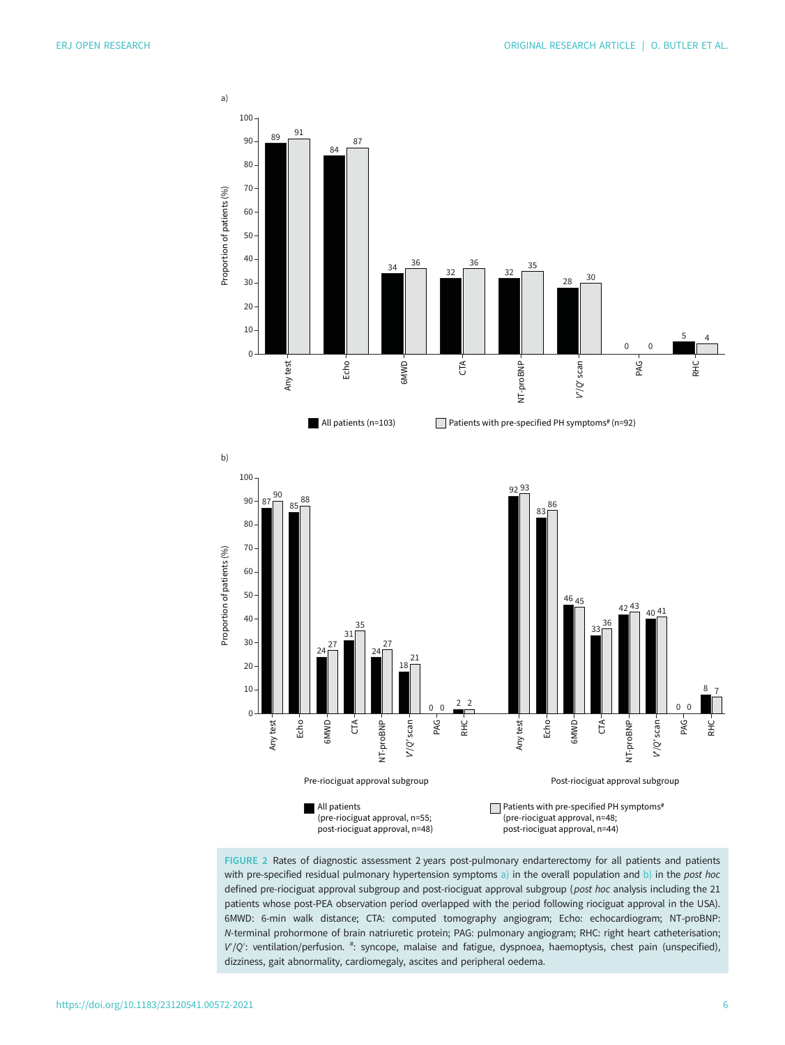a)

| | Any test | Echo | 6MWD | CTA | NT-proBNP | $V'/Q'$ scan | PAG | RHC |
|---|---|---|---|---|---|---|---|---|
| All patients (n=103) | 89 | 84 | 34 | 32 | 32 | 28 | 0 | 5 |
| Patients with pre-specified PH symptoms# (n=92) | 91 | 87 | 36 | 36 | 35 | 30 | 0 | 4 |

b)

| | Any test | Echo | 6MWD | CTA | NT-proBNP | $V'/Q'$ scan | PAG | RHC |
|---|---|---|---|---|---|---|---|---|
| Pre-riociguat approval subgroup: All patients (n=55) | 87 | 85 | 24 | 31 | 24 | 18 | 0 | 2 |
| Pre-riociguat approval subgroup: Patients with pre-specified PH symptoms# (n=48) | 90 | 88 | 27 | 35 | 27 | 21 | 0 | 2 |
| Post-riociguat approval subgroup: All patients (n=48) | 92 | 83 | 46 | 33 | 42 | 40 | 0 | 8 |
| Post-riociguat approval subgroup: Patients with pre-specified PH symptoms# (n=44) | 93 | 86 | 45 | 36 | 43 | 41 | 0 | 7 |

Proportion of patients (%)

FIGURE 2 Rates of diagnostic assessment 2 years post-pulmonary endarterectomy for all patients and patients with pre-specified residual pulmonary hypertension symptoms a) in the overall population and b) in the *post hoc* defined pre-riociguat approval subgroup and post-riociguat approval subgroup (*post hoc* analysis including the 21 patients whose post-PEA observation period overlapped with the period following riociguat approval in the USA). 6MWD: 6-min walk distance; CTA: computed tomography angiogram; Echo: echocardiogram; NT-proBNP: *N*-terminal prohormone of brain natriuretic peptide; PAG: pulmonary angiogram; RHC: right heart catheterisation; $V'/Q'$: ventilation/perfusion. #: syncope, malaise and fatigue, dyspnoea, haemoptysis, chest pain (unspecified), dizziness, gait abnormality, cardiomegaly, ascites and peripheral oedema.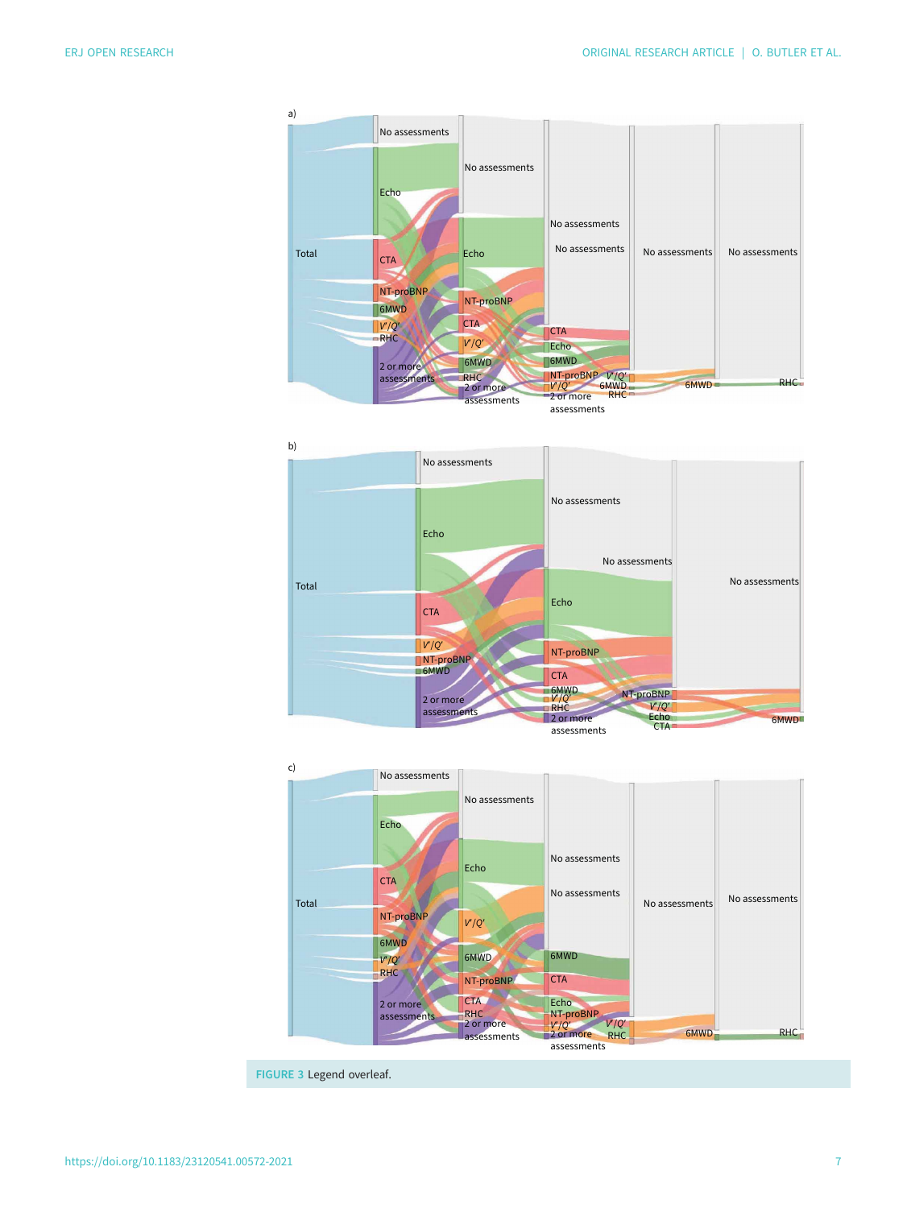FIGURE 3 Legend overleaf.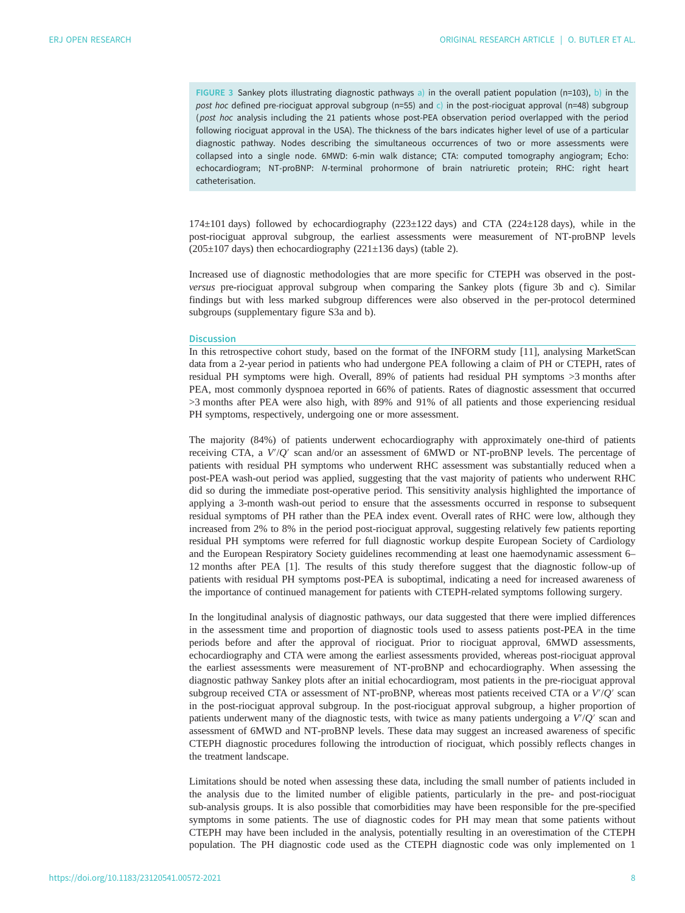FIGURE 3 Sankey plots illustrating diagnostic pathways a) in the overall patient population (n=103), b) in the *post hoc* defined pre-riociguat approval subgroup (n=55) and c) in the post-riociguat approval (n=48) subgroup (*post hoc* analysis including the 21 patients whose post-PEA observation period overlapped with the period following riociguat approval in the USA). The thickness of the bars indicates higher level of use of a particular diagnostic pathway. Nodes describing the simultaneous occurrences of two or more assessments were collapsed into a single node. 6MWD: 6-min walk distance; CTA: computed tomography angiogram; Echo: echocardiogram; NT-proBNP: *N*-terminal prohormone of brain natriuretic protein; RHC: right heart catheterisation.

174±101 days) followed by echocardiography (223±122 days) and CTA (224±128 days), while in the post-riociguat approval subgroup, the earliest assessments were measurement of NT-proBNP levels (205±107 days) then echocardiography (221±136 days) (table 2).

Increased use of diagnostic methodologies that are more specific for CTEPH was observed in the post-*versus* pre-riociguat approval subgroup when comparing the Sankey plots (figure 3b and c). Similar findings but with less marked subgroup differences were also observed in the per-protocol determined subgroups (supplementary figure S3a and b).

## Discussion

In this retrospective cohort study, based on the format of the INFORM study [11], analysing MarketScan data from a 2-year period in patients who had undergone PEA following a claim of PH or CTEPH, rates of residual PH symptoms were high. Overall, 89% of patients had residual PH symptoms >3 months after PEA, most commonly dyspnoea reported in 66% of patients. Rates of diagnostic assessment that occurred >3 months after PEA were also high, with 89% and 91% of all patients and those experiencing residual PH symptoms, respectively, undergoing one or more assessment.

The majority (84%) of patients underwent echocardiography with approximately one-third of patients receiving CTA, a $V'/Q'$ scan and/or an assessment of 6MWD or NT-proBNP levels. The percentage of patients with residual PH symptoms who underwent RHC assessment was substantially reduced when a post-PEA wash-out period was applied, suggesting that the vast majority of patients who underwent RHC did so during the immediate post-operative period. This sensitivity analysis highlighted the importance of applying a 3-month wash-out period to ensure that the assessments occurred in response to subsequent residual symptoms of PH rather than the PEA index event. Overall rates of RHC were low, although they increased from 2% to 8% in the period post-riociguat approval, suggesting relatively few patients reporting residual PH symptoms were referred for full diagnostic workup despite European Society of Cardiology and the European Respiratory Society guidelines recommending at least one haemodynamic assessment 6–12 months after PEA [1]. The results of this study therefore suggest that the diagnostic follow-up of patients with residual PH symptoms post-PEA is suboptimal, indicating a need for increased awareness of the importance of continued management for patients with CTEPH-related symptoms following surgery.

In the longitudinal analysis of diagnostic pathways, our data suggested that there were implied differences in the assessment time and proportion of diagnostic tools used to assess patients post-PEA in the time periods before and after the approval of riociguat. Prior to riociguat approval, 6MWD assessments, echocardiography and CTA were among the earliest assessments provided, whereas post-riociguat approval the earliest assessments were measurement of NT-proBNP and echocardiography. When assessing the diagnostic pathway Sankey plots after an initial echocardiogram, most patients in the pre-riociguat approval subgroup received CTA or assessment of NT-proBNP, whereas most patients received CTA or a $V'/Q'$ scan in the post-riociguat approval subgroup. In the post-riociguat approval subgroup, a higher proportion of patients underwent many of the diagnostic tests, with twice as many patients undergoing a $V'/Q'$ scan and assessment of 6MWD and NT-proBNP levels. These data may suggest an increased awareness of specific CTEPH diagnostic procedures following the introduction of riociguat, which possibly reflects changes in the treatment landscape.

Limitations should be noted when assessing these data, including the small number of patients included in the analysis due to the limited number of eligible patients, particularly in the pre- and post-riociguat sub-analysis groups. It is also possible that comorbidities may have been responsible for the pre-specified symptoms in some patients. The use of diagnostic codes for PH may mean that some patients without CTEPH may have been included in the analysis, potentially resulting in an overestimation of the CTEPH population. The PH diagnostic code used as the CTEPH diagnostic code was only implemented on 1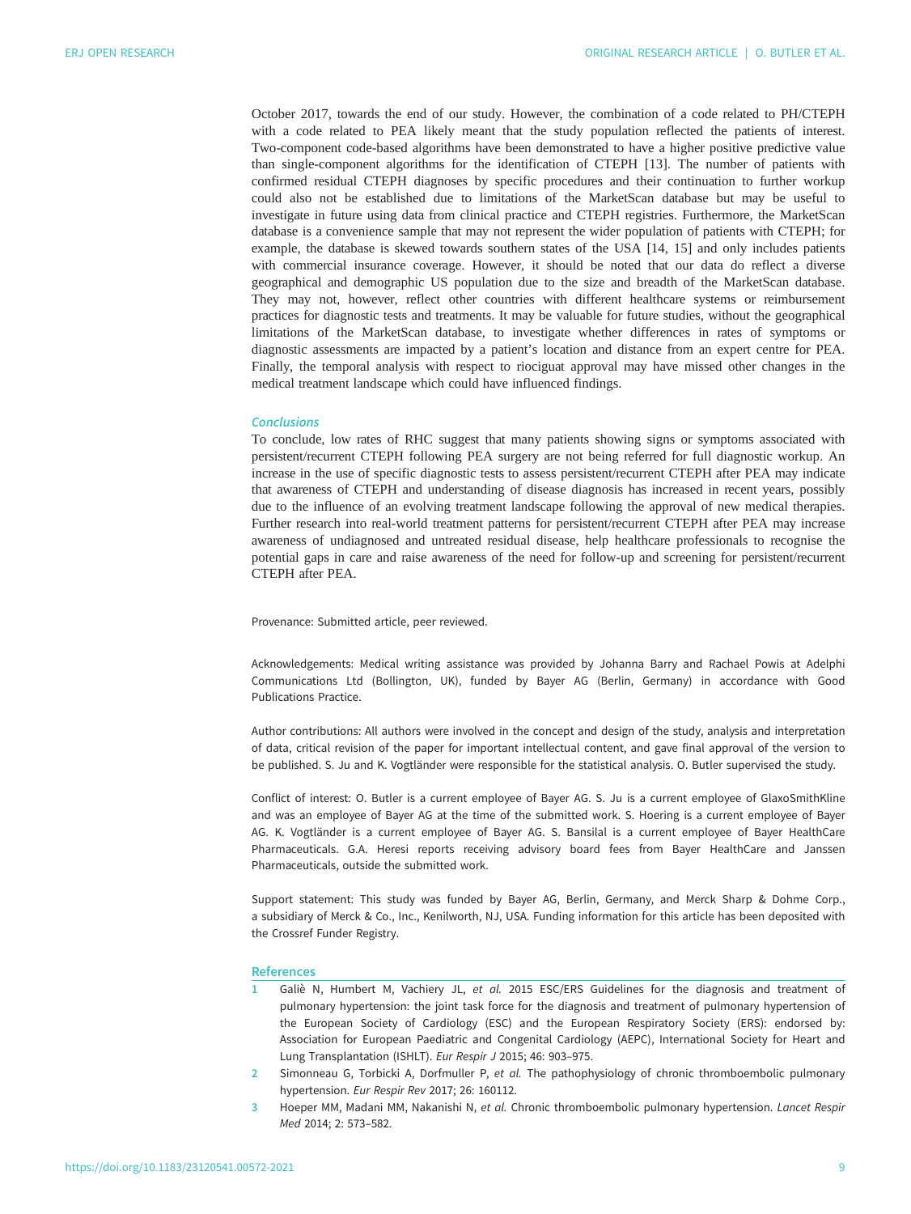October 2017, towards the end of our study. However, the combination of a code related to PH/CTEPH with a code related to PEA likely meant that the study population reflected the patients of interest. Two-component code-based algorithms have been demonstrated to have a higher positive predictive value than single-component algorithms for the identification of CTEPH [13]. The number of patients with confirmed residual CTEPH diagnoses by specific procedures and their continuation to further workup could also not be established due to limitations of the MarketScan database but may be useful to investigate in future using data from clinical practice and CTEPH registries. Furthermore, the MarketScan database is a convenience sample that may not represent the wider population of patients with CTEPH; for example, the database is skewed towards southern states of the USA [14, 15] and only includes patients with commercial insurance coverage. However, it should be noted that our data do reflect a diverse geographical and demographic US population due to the size and breadth of the MarketScan database. They may not, however, reflect other countries with different healthcare systems or reimbursement practices for diagnostic tests and treatments. It may be valuable for future studies, without the geographical limitations of the MarketScan database, to investigate whether differences in rates of symptoms or diagnostic assessments are impacted by a patient's location and distance from an expert centre for PEA. Finally, the temporal analysis with respect to riociguat approval may have missed other changes in the medical treatment landscape which could have influenced findings.

### Conclusions

To conclude, low rates of RHC suggest that many patients showing signs or symptoms associated with persistent/recurrent CTEPH following PEA surgery are not being referred for full diagnostic workup. An increase in the use of specific diagnostic tests to assess persistent/recurrent CTEPH after PEA may indicate that awareness of CTEPH and understanding of disease diagnosis has increased in recent years, possibly due to the influence of an evolving treatment landscape following the approval of new medical therapies. Further research into real-world treatment patterns for persistent/recurrent CTEPH after PEA may increase awareness of undiagnosed and untreated residual disease, help healthcare professionals to recognise the potential gaps in care and raise awareness of the need for follow-up and screening for persistent/recurrent CTEPH after PEA.

Provenance: Submitted article, peer reviewed.

Acknowledgements: Medical writing assistance was provided by Johanna Barry and Rachael Powis at Adelphi Communications Ltd (Bollington, UK), funded by Bayer AG (Berlin, Germany) in accordance with Good Publications Practice.

Author contributions: All authors were involved in the concept and design of the study, analysis and interpretation of data, critical revision of the paper for important intellectual content, and gave final approval of the version to be published. S. Ju and K. Vogtländer were responsible for the statistical analysis. O. Butler supervised the study.

Conflict of interest: O. Butler is a current employee of Bayer AG. S. Ju is a current employee of GlaxoSmithKline and was an employee of Bayer AG at the time of the submitted work. S. Hoering is a current employee of Bayer AG. K. Vogtländer is a current employee of Bayer AG. S. Bansilal is a current employee of Bayer HealthCare Pharmaceuticals. G.A. Heresi reports receiving advisory board fees from Bayer HealthCare and Janssen Pharmaceuticals, outside the submitted work.

Support statement: This study was funded by Bayer AG, Berlin, Germany, and Merck Sharp & Dohme Corp., a subsidiary of Merck & Co., Inc., Kenilworth, NJ, USA. Funding information for this article has been deposited with the Crossref Funder Registry.

## References

1. Galiè N, Humbert M, Vachiery JL, *et al.* 2015 ESC/ERS Guidelines for the diagnosis and treatment of pulmonary hypertension: the joint task force for the diagnosis and treatment of pulmonary hypertension of the European Society of Cardiology (ESC) and the European Respiratory Society (ERS): endorsed by: Association for European Paediatric and Congenital Cardiology (AEPC), International Society for Heart and Lung Transplantation (ISHLT). *Eur Respir J* 2015; 46: 903–975.
2. Simonneau G, Torbicki A, Dorfmuller P, *et al.* The pathophysiology of chronic thromboembolic pulmonary hypertension. *Eur Respir Rev* 2017; 26: 160112.
3. Hoeper MM, Madani MM, Nakanishi N, *et al.* Chronic thromboembolic pulmonary hypertension. *Lancet Respir Med* 2014; 2: 573–582.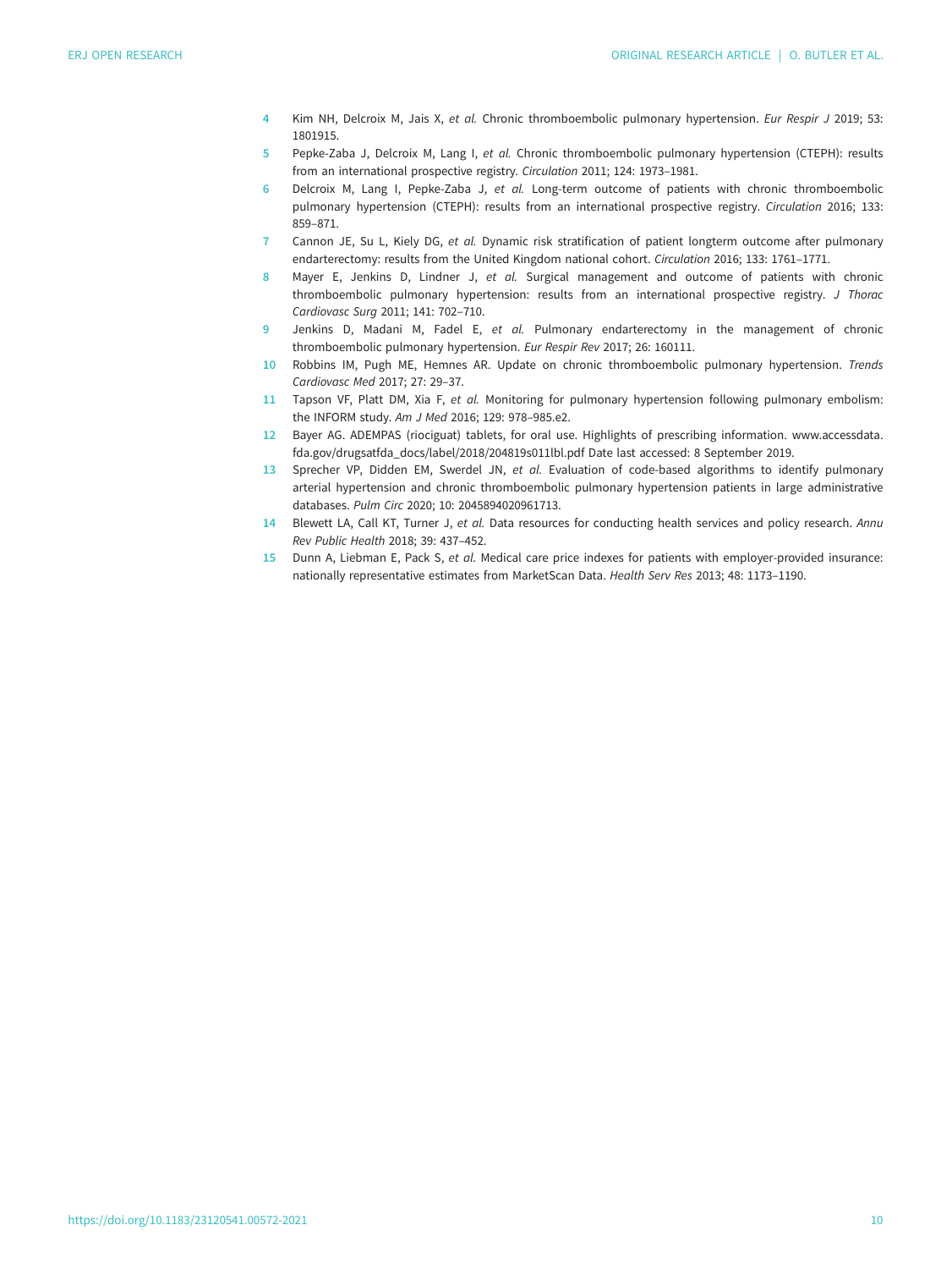4. Kim NH, Delcroix M, Jais X, *et al.* Chronic thromboembolic pulmonary hypertension. *Eur Respir J* 2019; 53: 1801915.
5. Pepke-Zaba J, Delcroix M, Lang I, *et al.* Chronic thromboembolic pulmonary hypertension (CTEPH): results from an international prospective registry. *Circulation* 2011; 124: 1973–1981.
6. Delcroix M, Lang I, Pepke-Zaba J, *et al.* Long-term outcome of patients with chronic thromboembolic pulmonary hypertension (CTEPH): results from an international prospective registry. *Circulation* 2016; 133: 859–871.
7. Cannon JE, Su L, Kiely DG, *et al.* Dynamic risk stratification of patient longterm outcome after pulmonary endarterectomy: results from the United Kingdom national cohort. *Circulation* 2016; 133: 1761–1771.
8. Mayer E, Jenkins D, Lindner J, *et al.* Surgical management and outcome of patients with chronic thromboembolic pulmonary hypertension: results from an international prospective registry. *J Thorac Cardiovasc Surg* 2011; 141: 702–710.
9. Jenkins D, Madani M, Fadel E, *et al.* Pulmonary endarterectomy in the management of chronic thromboembolic pulmonary hypertension. *Eur Respir Rev* 2017; 26: 160111.
10. Robbins IM, Pugh ME, Hemnes AR. Update on chronic thromboembolic pulmonary hypertension. *Trends Cardiovasc Med* 2017; 27: 29–37.
11. Tapson VF, Platt DM, Xia F, *et al.* Monitoring for pulmonary hypertension following pulmonary embolism: the INFORM study. *Am J Med* 2016; 129: 978–985.e2.
12. Bayer AG. ADEMPAS (riociguat) tablets, for oral use. Highlights of prescribing information. www.accessdata.fda.gov/drugsatfda_docs/label/2018/204819s011lbl.pdf Date last accessed: 8 September 2019.
13. Sprecher VP, Didden EM, Swerdel JN, *et al.* Evaluation of code-based algorithms to identify pulmonary arterial hypertension and chronic thromboembolic pulmonary hypertension patients in large administrative databases. *Pulm Circ* 2020; 10: 2045894020961713.
14. Blewett LA, Call KT, Turner J, *et al.* Data resources for conducting health services and policy research. *Annu Rev Public Health* 2018; 39: 437–452.
15. Dunn A, Liebman E, Pack S, *et al.* Medical care price indexes for patients with employer-provided insurance: nationally representative estimates from MarketScan Data. *Health Serv Res* 2013; 48: 1173–1190.